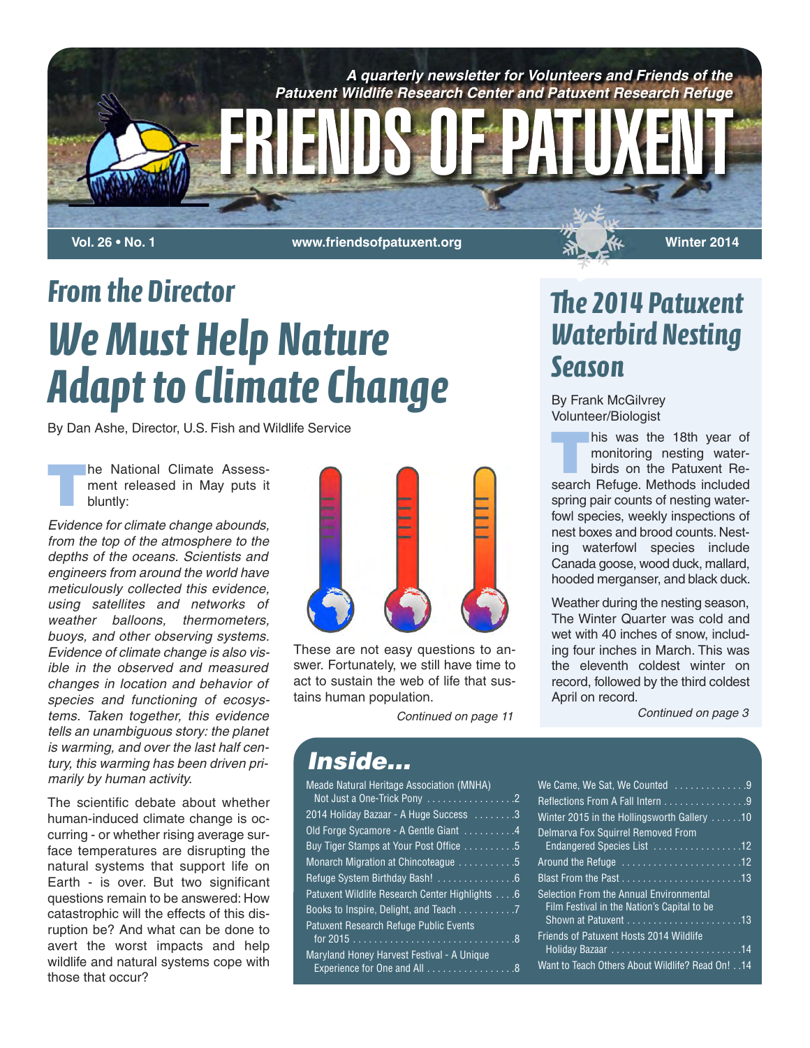*A quarterly newsletter for Volunteers and Friends of the Patuxent Wildlife Research Center and Patuxent Research Refuge*

# FRIENDS OF PATUXENT

**Vol. 26 • No. 1** **www.friendsofpatuxent.org** **Winter 2014**

## From the Director

# We Must Help Nature Adapt to Climate Change

By Dan Ashe, Director, U.S. Fish and Wildlife Service

The National Climate Assessment released in May puts it bluntly:

*Evidence for climate change abounds, from the top of the atmosphere to the depths of the oceans. Scientists and engineers from around the world have meticulously collected this evidence, using satellites and networks of weather balloons, thermometers, buoys, and other observing systems. Evidence of climate change is also visible in the observed and measured changes in location and behavior of species and functioning of ecosystems. Taken together, this evidence tells an unambiguous story: the planet is warming, and over the last half century, this warming has been driven primarily by human activity.*

The scientific debate about whether human-induced climate change is occurring - or whether rising average surface temperatures are disrupting the natural systems that support life on Earth - is over. But two significant questions remain to be answered: How catastrophic will the effects of this disruption be? And what can be done to avert the worst impacts and help wildlife and natural systems cope with those that occur?

These are not easy questions to answer. Fortunately, we still have time to act to sustain the web of life that sustains human population.

*Continued on page 11*

## The 2014 Patuxent Waterbird Nesting Season

By Frank McGilvrey
Volunteer/Biologist

This was the 18th year of monitoring nesting waterbirds on the Patuxent Research Refuge. Methods included spring pair counts of nesting waterfowl species, weekly inspections of nest boxes and brood counts. Nesting waterfowl species include Canada goose, wood duck, mallard, hooded merganser, and black duck.

Weather during the nesting season, The Winter Quarter was cold and wet with 40 inches of snow, including four inches in March. This was the eleventh coldest winter on record, followed by the third coldest April on record.

*Continued on page 3*

## Inside...

- Meade Natural Heritage Association (MNHA) Not Just a One-Trick Pony . . . . . 2
- 2014 Holiday Bazaar - A Huge Success . . . . . 3
- Old Forge Sycamore - A Gentle Giant . . . . . 4
- Buy Tiger Stamps at Your Post Office . . . . . 5
- Monarch Migration at Chincoteague . . . . . 5
- Refuge System Birthday Bash! . . . . . 6
- Patuxent Wildlife Research Center Highlights . . . . 6
- Books to Inspire, Delight, and Teach . . . . . 7
- Patuxent Research Refuge Public Events for 2015 . . . . . 8
- Maryland Honey Harvest Festival - A Unique Experience for One and All . . . . . 8
- We Came, We Sat, We Counted . . . . . 9
- Reflections From A Fall Intern . . . . . 9
- Winter 2015 in the Hollingsworth Gallery . . . . . 10
- Delmarva Fox Squirrel Removed From Endangered Species List . . . . . 12
- Around the Refuge . . . . . 12
- Blast From the Past . . . . . 13
- Selection From the Annual Environmental Film Festival in the Nation's Capital to be Shown at Patuxent . . . . . 13
- Friends of Patuxent Hosts 2014 Wildlife Holiday Bazaar . . . . . 14
- Want to Teach Others About Wildlife? Read On! . . 14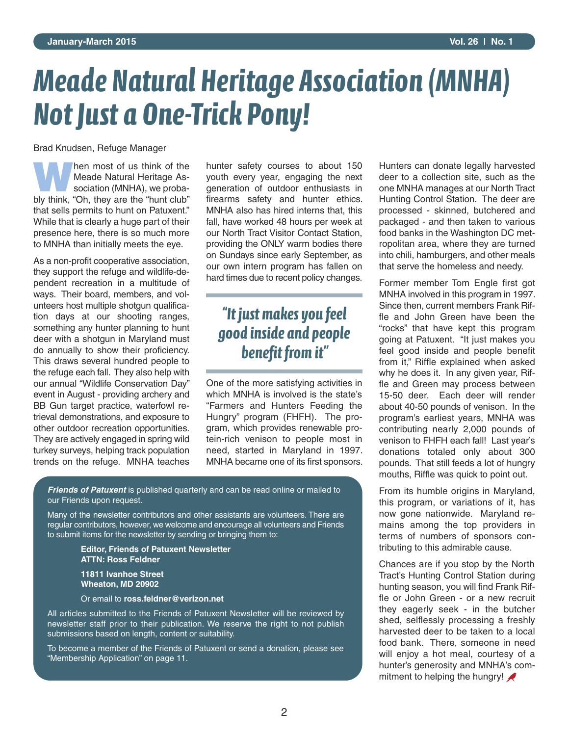# Meade Natural Heritage Association (MNHA) Not Just a One-Trick Pony!

Brad Knudsen, Refuge Manager

When most of us think of the Meade Natural Heritage Association (MNHA), we probably think, "Oh, they are the "hunt club" that sells permits to hunt on Patuxent." While that is clearly a huge part of their presence here, there is so much more to MNHA than initially meets the eye.

As a non-profit cooperative association, they support the refuge and wildlife-dependent recreation in a multitude of ways. Their board, members, and volunteers host multiple shotgun qualification days at our shooting ranges, something any hunter planning to hunt deer with a shotgun in Maryland must do annually to show their proficiency. This draws several hundred people to the refuge each fall. They also help with our annual "Wildlife Conservation Day" event in August - providing archery and BB Gun target practice, waterfowl retrieval demonstrations, and exposure to other outdoor recreation opportunities. They are actively engaged in spring wild turkey surveys, helping track population trends on the refuge. MNHA teaches hunter safety courses to about 150 youth every year, engaging the next generation of outdoor enthusiasts in firearms safety and hunter ethics. MNHA also has hired interns that, this fall, have worked 48 hours per week at our North Tract Visitor Contact Station, providing the ONLY warm bodies there on Sundays since early September, as our own intern program has fallen on hard times due to recent policy changes.

> ***"It just makes you feel good inside and people benefit from it"***

One of the more satisfying activities in which MNHA is involved is the state's "Farmers and Hunters Feeding the Hungry" program (FHFH). The program, which provides renewable protein-rich venison to people most in need, started in Maryland in 1997. MNHA became one of its first sponsors. Hunters can donate legally harvested deer to a collection site, such as the one MNHA manages at our North Tract Hunting Control Station. The deer are processed - skinned, butchered and packaged - and then taken to various food banks in the Washington DC metropolitan area, where they are turned into chili, hamburgers, and other meals that serve the homeless and needy.

Former member Tom Engle first got MNHA involved in this program in 1997. Since then, current members Frank Riffle and John Green have been the "rocks" that have kept this program going at Patuxent. "It just makes you feel good inside and people benefit from it," Riffle explained when asked why he does it. In any given year, Riffle and Green may process between 15-50 deer. Each deer will render about 40-50 pounds of venison. In the program's earliest years, MNHA was contributing nearly 2,000 pounds of venison to FHFH each fall! Last year's donations totaled only about 300 pounds. That still feeds a lot of hungry mouths, Riffle was quick to point out.

From its humble origins in Maryland, this program, or variations of it, has now gone nationwide. Maryland remains among the top providers in terms of numbers of sponsors contributing to this admirable cause.

Chances are if you stop by the North Tract's Hunting Control Station during hunting season, you will find Frank Riffle or John Green - or a new recruit they eagerly seek - in the butcher shed, selflessly processing a freshly harvested deer to be taken to a local food bank. There, someone in need will enjoy a hot meal, courtesy of a hunter's generosity and MNHA's commitment to helping the hungry!

---

***Friends of Patuxent*** is published quarterly and can be read online or mailed to our Friends upon request.

Many of the newsletter contributors and other assistants are volunteers. There are regular contributors, however, we welcome and encourage all volunteers and Friends to submit items for the newsletter by sending or bringing them to:

**Editor, Friends of Patuxent Newsletter**
**ATTN: Ross Feldner**

**11811 Ivanhoe Street**
**Wheaton, MD 20902**

Or email to **ross.feldner@verizon.net**

All articles submitted to the Friends of Patuxent Newsletter will be reviewed by newsletter staff prior to their publication. We reserve the right to not publish submissions based on length, content or suitability.

To become a member of the Friends of Patuxent or send a donation, please see "Membership Application" on page 11.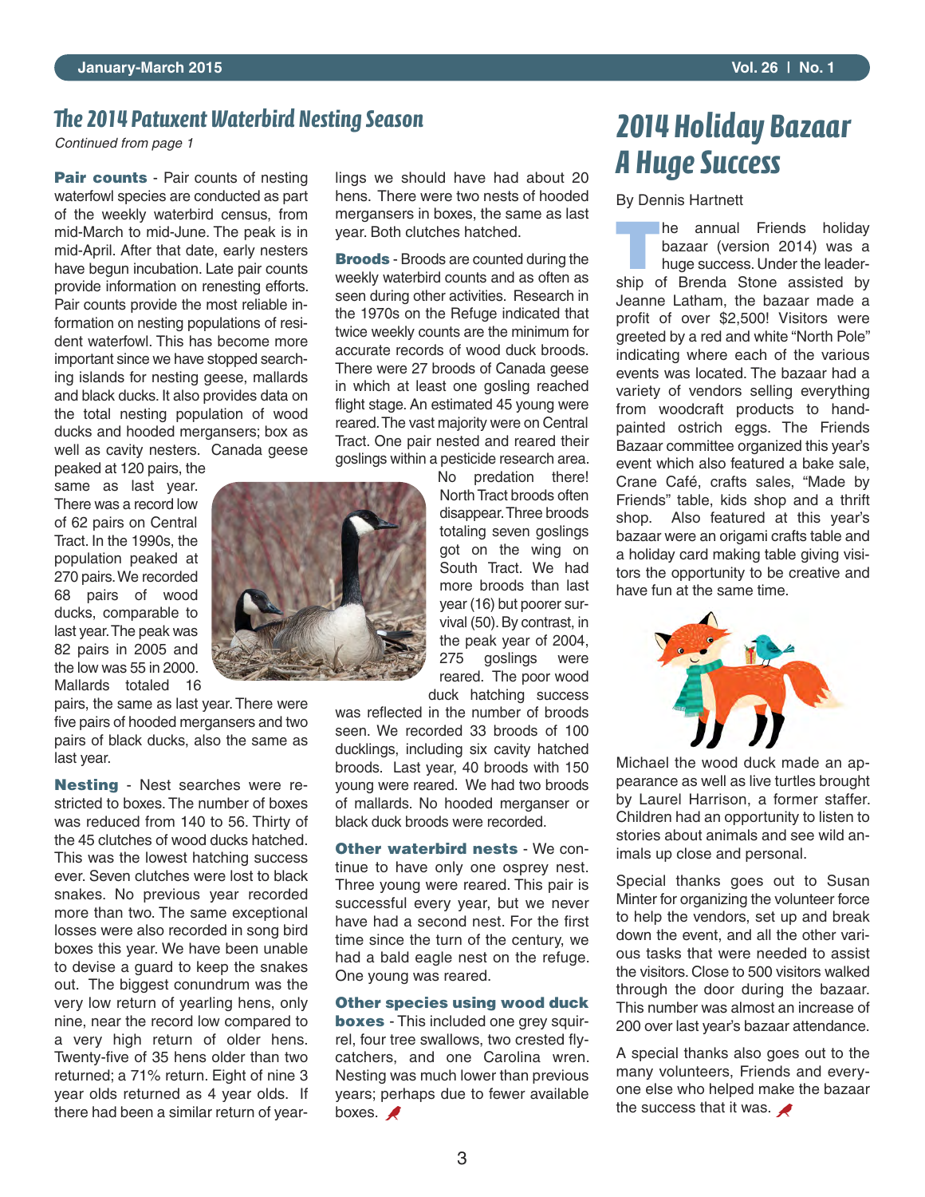## The 2014 Patuxent Waterbird Nesting Season

*Continued from page 1*

**Pair counts** - Pair counts of nesting waterfowl species are conducted as part of the weekly waterbird census, from mid-March to mid-June. The peak is in mid-April. After that date, early nesters have begun incubation. Late pair counts provide information on renesting efforts. Pair counts provide the most reliable information on nesting populations of resident waterfowl. This has become more important since we have stopped searching islands for nesting geese, mallards and black ducks. It also provides data on the total nesting population of wood ducks and hooded mergansers; box as well as cavity nesters. Canada geese peaked at 120 pairs, the same as last year. There was a record low of 62 pairs on Central Tract. In the 1990s, the population peaked at 270 pairs. We recorded 68 pairs of wood ducks, comparable to last year. The peak was 82 pairs in 2005 and the low was 55 in 2000. Mallards totaled 16 pairs, the same as last year. There were five pairs of hooded mergansers and two pairs of black ducks, also the same as last year.

**Nesting** - Nest searches were restricted to boxes. The number of boxes was reduced from 140 to 56. Thirty of the 45 clutches of wood ducks hatched. This was the lowest hatching success ever. Seven clutches were lost to black snakes. No previous year recorded more than two. The same exceptional losses were also recorded in song bird boxes this year. We have been unable to devise a guard to keep the snakes out. The biggest conundrum was the very low return of yearling hens, only nine, near the record low compared to a very high return of older hens. Twenty-five of 35 hens older than two returned; a 71% return. Eight of nine 3 year olds returned as 4 year olds. If there had been a similar return of yearlings we should have had about 20 hens. There were two nests of hooded mergansers in boxes, the same as last year. Both clutches hatched.

**Broods** - Broods are counted during the weekly waterbird counts and as often as seen during other activities. Research in the 1970s on the Refuge indicated that twice weekly counts are the minimum for accurate records of wood duck broods. There were 27 broods of Canada geese in which at least one gosling reached flight stage. An estimated 45 young were reared. The vast majority were on Central Tract. One pair nested and reared their goslings within a pesticide research area. No predation there! North Tract broods often disappear. Three broods totaling seven goslings got on the wing on South Tract. We had more broods than last year (16) but poorer survival (50). By contrast, in the peak year of 2004, 275 goslings were reared. The poor wood duck hatching success was reflected in the number of broods seen. We recorded 33 broods of 100 ducklings, including six cavity hatched broods. Last year, 40 broods with 150 young were reared. We had two broods of mallards. No hooded merganser or black duck broods were recorded.

**Other waterbird nests** - We continue to have only one osprey nest. Three young were reared. This pair is successful every year, but we never have had a second nest. For the first time since the turn of the century, we had a bald eagle nest on the refuge. One young was reared.

**Other species using wood duck boxes** - This included one grey squirrel, four tree swallows, two crested flycatchers, and one Carolina wren. Nesting was much lower than previous years; perhaps due to fewer available boxes.

## 2014 Holiday Bazaar A Huge Success

By Dennis Hartnett

The annual Friends holiday bazaar (version 2014) was a huge success. Under the leadership of Brenda Stone assisted by Jeanne Latham, the bazaar made a profit of over $2,500! Visitors were greeted by a red and white "North Pole" indicating where each of the various events was located. The bazaar had a variety of vendors selling everything from woodcraft products to hand-painted ostrich eggs. The Friends Bazaar committee organized this year's event which also featured a bake sale, Crane Café, crafts sales, "Made by Friends" table, kids shop and a thrift shop. Also featured at this year's bazaar were an origami crafts table and a holiday card making table giving visitors the opportunity to be creative and have fun at the same time.

Michael the wood duck made an appearance as well as live turtles brought by Laurel Harrison, a former staffer. Children had an opportunity to listen to stories about animals and see wild animals up close and personal.

Special thanks goes out to Susan Minter for organizing the volunteer force to help the vendors, set up and break down the event, and all the other various tasks that were needed to assist the visitors. Close to 500 visitors walked through the door during the bazaar. This number was almost an increase of 200 over last year's bazaar attendance.

A special thanks also goes out to the many volunteers, Friends and everyone else who helped make the bazaar the success that it was.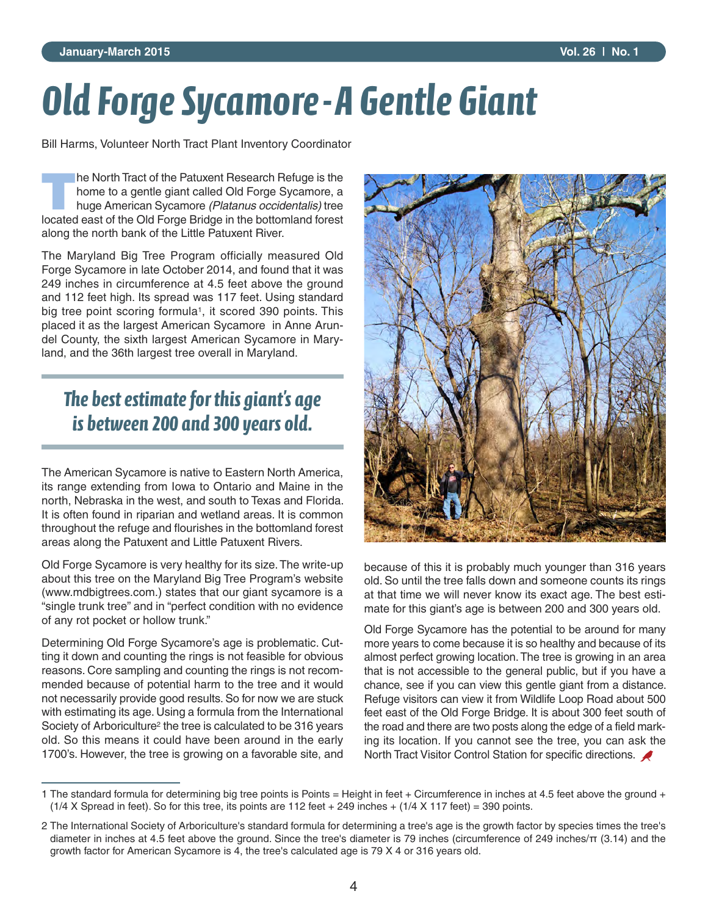# Old Forge Sycamore - A Gentle Giant

Bill Harms, Volunteer North Tract Plant Inventory Coordinator

The North Tract of the Patuxent Research Refuge is the home to a gentle giant called Old Forge Sycamore, a huge American Sycamore *(Platanus occidentalis)* tree located east of the Old Forge Bridge in the bottomland forest along the north bank of the Little Patuxent River.

The Maryland Big Tree Program officially measured Old Forge Sycamore in late October 2014, and found that it was 249 inches in circumference at 4.5 feet above the ground and 112 feet high. Its spread was 117 feet. Using standard big tree point scoring formula[1], it scored 390 points. This placed it as the largest American Sycamore in Anne Arundel County, the sixth largest American Sycamore in Maryland, and the 36th largest tree overall in Maryland.

> **The best estimate for this giant's age is between 200 and 300 years old.**

The American Sycamore is native to Eastern North America, its range extending from Iowa to Ontario and Maine in the north, Nebraska in the west, and south to Texas and Florida. It is often found in riparian and wetland areas. It is common throughout the refuge and flourishes in the bottomland forest areas along the Patuxent and Little Patuxent Rivers.

Old Forge Sycamore is very healthy for its size. The write-up about this tree on the Maryland Big Tree Program's website (www.mdbigtrees.com.) states that our giant sycamore is a "single trunk tree" and in "perfect condition with no evidence of any rot pocket or hollow trunk."

Determining Old Forge Sycamore's age is problematic. Cutting it down and counting the rings is not feasible for obvious reasons. Core sampling and counting the rings is not recommended because of potential harm to the tree and it would not necessarily provide good results. So for now we are stuck with estimating its age. Using a formula from the International Society of Arboriculture[2] the tree is calculated to be 316 years old. So this means it could have been around in the early 1700's. However, the tree is growing on a favorable site, and because of this it is probably much younger than 316 years old. So until the tree falls down and someone counts its rings at that time we will never know its exact age. The best estimate for this giant's age is between 200 and 300 years old.

Old Forge Sycamore has the potential to be around for many more years to come because it is so healthy and because of its almost perfect growing location. The tree is growing in an area that is not accessible to the general public, but if you have a chance, see if you can view this gentle giant from a distance. Refuge visitors can view it from Wildlife Loop Road about 500 feet east of the Old Forge Bridge. It is about 300 feet south of the road and there are two posts along the edge of a field marking its location. If you cannot see the tree, you can ask the North Tract Visitor Control Station for specific directions.

---

1 The standard formula for determining big tree points is Points = Height in feet + Circumference in inches at 4.5 feet above the ground + (1/4 X Spread in feet). So for this tree, its points are 112 feet + 249 inches + (1/4 X 117 feet) = 390 points.

2 The International Society of Arboriculture's standard formula for determining a tree's age is the growth factor by species times the tree's diameter in inches at 4.5 feet above the ground. Since the tree's diameter is 79 inches (circumference of 249 inches/π (3.14) and the growth factor for American Sycamore is 4, the tree's calculated age is 79 X 4 or 316 years old.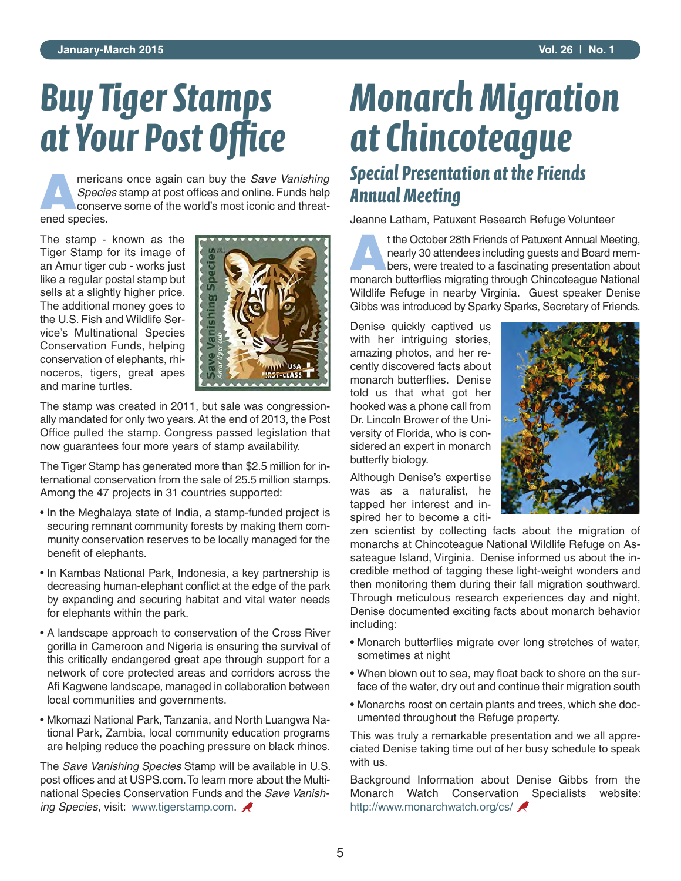# Buy Tiger Stamps at Your Post Office

Americans once again can buy the *Save Vanishing Species* stamp at post offices and online. Funds help conserve some of the world's most iconic and threatened species.

The stamp - known as the Tiger Stamp for its image of an Amur tiger cub - works just like a regular postal stamp but sells at a slightly higher price. The additional money goes to the U.S. Fish and Wildlife Service's Multinational Species Conservation Funds, helping conservation of elephants, rhinoceros, tigers, great apes and marine turtles.

The stamp was created in 2011, but sale was congressionally mandated for only two years. At the end of 2013, the Post Office pulled the stamp. Congress passed legislation that now guarantees four more years of stamp availability.

The Tiger Stamp has generated more than $2.5 million for international conservation from the sale of 25.5 million stamps. Among the 47 projects in 31 countries supported:

- In the Meghalaya state of India, a stamp-funded project is securing remnant community forests by making them community conservation reserves to be locally managed for the benefit of elephants.
- In Kambas National Park, Indonesia, a key partnership is decreasing human-elephant conflict at the edge of the park by expanding and securing habitat and vital water needs for elephants within the park.
- A landscape approach to conservation of the Cross River gorilla in Cameroon and Nigeria is ensuring the survival of this critically endangered great ape through support for a network of core protected areas and corridors across the Afi Kagwene landscape, managed in collaboration between local communities and governments.
- Mkomazi National Park, Tanzania, and North Luangwa National Park, Zambia, local community education programs are helping reduce the poaching pressure on black rhinos.

The *Save Vanishing Species* Stamp will be available in U.S. post offices and at USPS.com. To learn more about the Multinational Species Conservation Funds and the *Save Vanishing Species*, visit: www.tigerstamp.com.

# Monarch Migration at Chincoteague

## Special Presentation at the Friends Annual Meeting

Jeanne Latham, Patuxent Research Refuge Volunteer

At the October 28th Friends of Patuxent Annual Meeting, nearly 30 attendees including guests and Board members, were treated to a fascinating presentation about monarch butterflies migrating through Chincoteague National Wildlife Refuge in nearby Virginia. Guest speaker Denise Gibbs was introduced by Sparky Sparks, Secretary of Friends.

Denise quickly captived us with her intriguing stories, amazing photos, and her recently discovered facts about monarch butterflies. Denise told us that what got her hooked was a phone call from Dr. Lincoln Brower of the University of Florida, who is considered an expert in monarch butterfly biology.

Although Denise's expertise was as a naturalist, he tapped her interest and inspired her to become a citizen scientist by collecting facts about the migration of monarchs at Chincoteague National Wildlife Refuge on Assateague Island, Virginia. Denise informed us about the incredible method of tagging these light-weight wonders and then monitoring them during their fall migration southward. Through meticulous research experiences day and night, Denise documented exciting facts about monarch behavior including:

- Monarch butterflies migrate over long stretches of water, sometimes at night
- When blown out to sea, may float back to shore on the surface of the water, dry out and continue their migration south
- Monarchs roost on certain plants and trees, which she documented throughout the Refuge property.

This was truly a remarkable presentation and we all appreciated Denise taking time out of her busy schedule to speak with us.

Background Information about Denise Gibbs from the Monarch Watch Conservation Specialists website: http://www.monarchwatch.org/cs/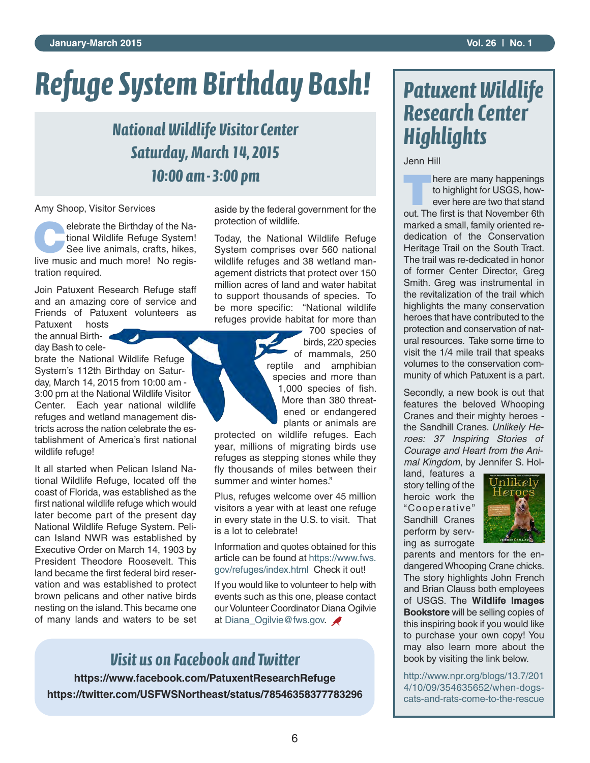# Refuge System Birthday Bash!

## National Wildlife Visitor Center
## Saturday, March 14, 2015
## 10:00 am - 3:00 pm

Amy Shoop, Visitor Services

Celebrate the Birthday of the National Wildlife Refuge System! See live animals, crafts, hikes, live music and much more! No registration required.

Join Patuxent Research Refuge staff and an amazing core of service and Friends of Patuxent volunteers as Patuxent hosts the annual Birthday Bash to celebrate the National Wildlife Refuge System's 112th Birthday on Saturday, March 14, 2015 from 10:00 am - 3:00 pm at the National Wildlife Visitor Center. Each year national wildlife refuges and wetland management districts across the nation celebrate the establishment of America's first national wildlife refuge!

It all started when Pelican Island National Wildlife Refuge, located off the coast of Florida, was established as the first national wildlife refuge which would later become part of the present day National Wildlife Refuge System. Pelican Island NWR was established by Executive Order on March 14, 1903 by President Theodore Roosevelt. This land became the first federal bird reservation and was established to protect brown pelicans and other native birds nesting on the island. This became one of many lands and waters to be set aside by the federal government for the protection of wildlife.

Today, the National Wildlife Refuge System comprises over 560 national wildlife refuges and 38 wetland management districts that protect over 150 million acres of land and water habitat to support thousands of species. To be more specific: "National wildlife refuges provide habitat for more than 700 species of birds, 220 species of mammals, 250 reptile and amphibian species and more than 1,000 species of fish. More than 380 threatened or endangered plants or animals are protected on wildlife refuges. Each year, millions of migrating birds use refuges as stepping stones while they fly thousands of miles between their summer and winter homes."

Plus, refuges welcome over 45 million visitors a year with at least one refuge in every state in the U.S. to visit. That is a lot to celebrate!

Information and quotes obtained for this article can be found at https://www.fws.gov/refuges/index.html Check it out!

If you would like to volunteer to help with events such as this one, please contact our Volunteer Coordinator Diana Ogilvie at Diana_Ogilvie@fws.gov.

## Visit us on Facebook and Twitter

**https://www.facebook.com/PatuxentResearchRefuge**
**https://twitter.com/USFWSNortheast/status/78546358377783296**

# Patuxent Wildlife Research Center Highlights

Jenn Hill

There are many happenings to highlight for USGS, however here are two that stand out. The first is that November 6th marked a small, family oriented re-dedication of the Conservation Heritage Trail on the South Tract. The trail was re-dedicated in honor of former Center Director, Greg Smith. Greg was instrumental in the revitalization of the trail which highlights the many conservation heroes that have contributed to the protection and conservation of natural resources. Take some time to visit the 1/4 mile trail that speaks volumes to the conservation community of which Patuxent is a part.

Secondly, a new book is out that features the beloved Whooping Cranes and their mighty heroes - the Sandhill Cranes. *Unlikely Heroes: 37 Inspiring Stories of Courage and Heart from the Animal Kingdom*, by Jennifer S. Holland, features a story telling of the heroic work the "Cooperative" Sandhill Cranes perform by serving as surrogate parents and mentors for the endangered Whooping Crane chicks. The story highlights John French and Brian Clauss both employees of USGS. The **Wildlife Images Bookstore** will be selling copies of this inspiring book if you would like to purchase your own copy! You may also learn more about the book by visiting the link below.

http://www.npr.org/blogs/13.7/2014/10/09/354635652/when-dogs-cats-and-rats-come-to-the-rescue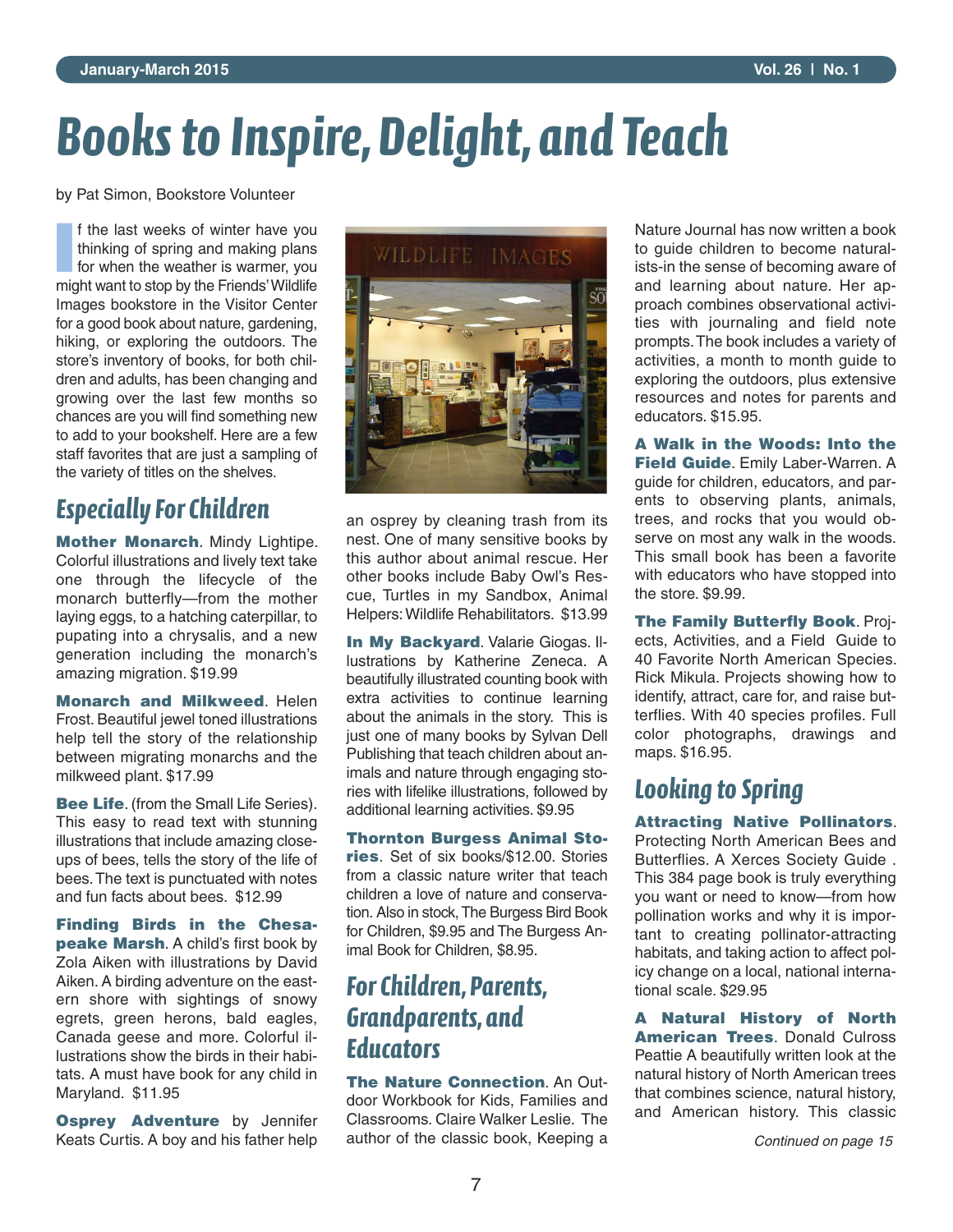# Books to Inspire, Delight, and Teach

by Pat Simon, Bookstore Volunteer

If the last weeks of winter have you thinking of spring and making plans for when the weather is warmer, you might want to stop by the Friends' Wildlife Images bookstore in the Visitor Center for a good book about nature, gardening, hiking, or exploring the outdoors. The store's inventory of books, for both children and adults, has been changing and growing over the last few months so chances are you will find something new to add to your bookshelf. Here are a few staff favorites that are just a sampling of the variety of titles on the shelves.

## Especially For Children

**Mother Monarch**. Mindy Lightipe. Colorful illustrations and lively text take one through the lifecycle of the monarch butterfly—from the mother laying eggs, to a hatching caterpillar, to pupating into a chrysalis, and a new generation including the monarch's amazing migration. $19.99

**Monarch and Milkweed**. Helen Frost. Beautiful jewel toned illustrations help tell the story of the relationship between migrating monarchs and the milkweed plant. $17.99

**Bee Life**. (from the Small Life Series). This easy to read text with stunning illustrations that include amazing close-ups of bees, tells the story of the life of bees. The text is punctuated with notes and fun facts about bees. $12.99

**Finding Birds in the Chesapeake Marsh**. A child's first book by Zola Aiken with illustrations by David Aiken. A birding adventure on the eastern shore with sightings of snowy egrets, green herons, bald eagles, Canada geese and more. Colorful illustrations show the birds in their habitats. A must have book for any child in Maryland. $11.95

**Osprey Adventure** by Jennifer Keats Curtis. A boy and his father help an osprey by cleaning trash from its nest. One of many sensitive books by this author about animal rescue. Her other books include Baby Owl's Rescue, Turtles in my Sandbox, Animal Helpers: Wildlife Rehabilitators. $13.99

**In My Backyard**. Valarie Giogas. Illustrations by Katherine Zeneca. A beautifully illustrated counting book with extra activities to continue learning about the animals in the story. This is just one of many books by Sylvan Dell Publishing that teach children about animals and nature through engaging stories with lifelike illustrations, followed by additional learning activities. $9.95

**Thornton Burgess Animal Stories**. Set of six books/$12.00. Stories from a classic nature writer that teach children a love of nature and conservation. Also in stock, The Burgess Bird Book for Children, $9.95 and The Burgess Animal Book for Children, $8.95.

## For Children, Parents, Grandparents, and Educators

**The Nature Connection**. An Outdoor Workbook for Kids, Families and Classrooms. Claire Walker Leslie. The author of the classic book, Keeping a Nature Journal has now written a book to guide children to become naturalists-in the sense of becoming aware of and learning about nature. Her approach combines observational activities with journaling and field note prompts. The book includes a variety of activities, a month to month guide to exploring the outdoors, plus extensive resources and notes for parents and educators. $15.95.

**A Walk in the Woods: Into the Field Guide**. Emily Laber-Warren. A guide for children, educators, and parents to observing plants, animals, trees, and rocks that you would observe on most any walk in the woods. This small book has been a favorite with educators who have stopped into the store. $9.99.

**The Family Butterfly Book**. Projects, Activities, and a Field Guide to 40 Favorite North American Species. Rick Mikula. Projects showing how to identify, attract, care for, and raise butterflies. With 40 species profiles. Full color photographs, drawings and maps. $16.95.

## Looking to Spring

**Attracting Native Pollinators**. Protecting North American Bees and Butterflies. A Xerces Society Guide . This 384 page book is truly everything you want or need to know—from how pollination works and why it is important to creating pollinator-attracting habitats, and taking action to affect policy change on a local, national international scale. $29.95

**A Natural History of North American Trees**. Donald Culross Peattie A beautifully written look at the natural history of North American trees that combines science, natural history, and American history. This classic

*Continued on page 15*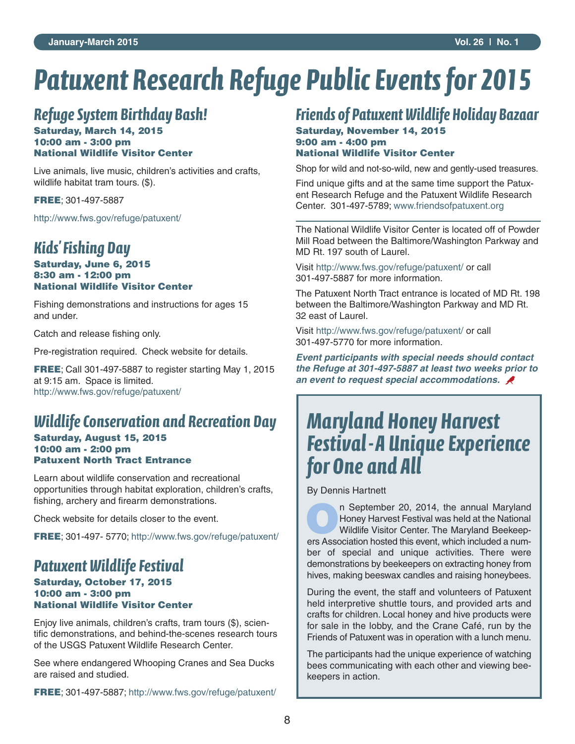# Patuxent Research Refuge Public Events for 2015

## Refuge System Birthday Bash!

**Saturday, March 14, 2015**
**10:00 am - 3:00 pm**
**National Wildlife Visitor Center**

Live animals, live music, children's activities and crafts, wildlife habitat tram tours. ($).

**FREE**; 301-497-5887

http://www.fws.gov/refuge/patuxent/

## Kids' Fishing Day

**Saturday, June 6, 2015**
**8:30 am - 12:00 pm**
**National Wildlife Visitor Center**

Fishing demonstrations and instructions for ages 15 and under.

Catch and release fishing only.

Pre-registration required. Check website for details.

**FREE**; Call 301-497-5887 to register starting May 1, 2015 at 9:15 am. Space is limited.
http://www.fws.gov/refuge/patuxent/

## Wildlife Conservation and Recreation Day

**Saturday, August 15, 2015**
**10:00 am - 2:00 pm**
**Patuxent North Tract Entrance**

Learn about wildlife conservation and recreational opportunities through habitat exploration, children's crafts, fishing, archery and firearm demonstrations.

Check website for details closer to the event.

**FREE**; 301-497- 5770; http://www.fws.gov/refuge/patuxent/

## Patuxent Wildlife Festival

**Saturday, October 17, 2015**
**10:00 am - 3:00 pm**
**National Wildlife Visitor Center**

Enjoy live animals, children's crafts, tram tours ($), scientific demonstrations, and behind-the-scenes research tours of the USGS Patuxent Wildlife Research Center.

See where endangered Whooping Cranes and Sea Ducks are raised and studied.

**FREE**; 301-497-5887; http://www.fws.gov/refuge/patuxent/

## Friends of Patuxent Wildlife Holiday Bazaar

**Saturday, November 14, 2015**
**9:00 am - 4:00 pm**
**National Wildlife Visitor Center**

Shop for wild and not-so-wild, new and gently-used treasures.

Find unique gifts and at the same time support the Patuxent Research Refuge and the Patuxent Wildlife Research Center. 301-497-5789; www.friendsofpatuxent.org

---

The National Wildlife Visitor Center is located off of Powder Mill Road between the Baltimore/Washington Parkway and MD Rt. 197 south of Laurel.

Visit http://www.fws.gov/refuge/patuxent/ or call 301-497-5887 for more information.

The Patuxent North Tract entrance is located of MD Rt. 198 between the Baltimore/Washington Parkway and MD Rt. 32 east of Laurel.

Visit http://www.fws.gov/refuge/patuxent/ or call 301-497-5770 for more information.

***Event participants with special needs should contact the Refuge at 301-497-5887 at least two weeks prior to an event to request special accommodations.***

## Maryland Honey Harvest Festival - A Unique Experience for One and All

By Dennis Hartnett

On September 20, 2014, the annual Maryland Honey Harvest Festival was held at the National Wildlife Visitor Center. The Maryland Beekeepers Association hosted this event, which included a number of special and unique activities. There were demonstrations by beekeepers on extracting honey from hives, making beeswax candles and raising honeybees.

During the event, the staff and volunteers of Patuxent held interpretive shuttle tours, and provided arts and crafts for children. Local honey and hive products were for sale in the lobby, and the Crane Café, run by the Friends of Patuxent was in operation with a lunch menu.

The participants had the unique experience of watching bees communicating with each other and viewing beekeepers in action.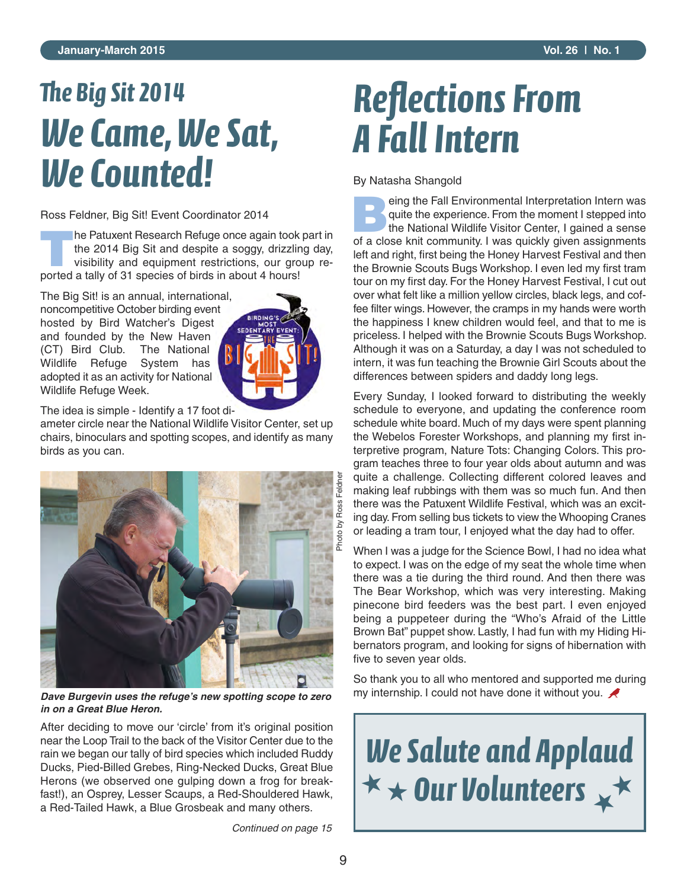# The Big Sit 2014

# We Came, We Sat, We Counted!

Ross Feldner, Big Sit! Event Coordinator 2014

The Patuxent Research Refuge once again took part in the 2014 Big Sit and despite a soggy, drizzling day, visibility and equipment restrictions, our group reported a tally of 31 species of birds in about 4 hours!

The Big Sit! is an annual, international, noncompetitive October birding event hosted by Bird Watcher's Digest and founded by the New Haven (CT) Bird Club. The National Wildlife Refuge System has adopted it as an activity for National Wildlife Refuge Week.

The idea is simple - Identify a 17 foot diameter circle near the National Wildlife Visitor Center, set up chairs, binoculars and spotting scopes, and identify as many birds as you can.

Photo by Ross Feldner

***Dave Burgevin uses the refuge's new spotting scope to zero in on a Great Blue Heron.***

After deciding to move our 'circle' from it's original position near the Loop Trail to the back of the Visitor Center due to the rain we began our tally of bird species which included Ruddy Ducks, Pied-Billed Grebes, Ring-Necked Ducks, Great Blue Herons (we observed one gulping down a frog for breakfast!), an Osprey, Lesser Scaups, a Red-Shouldered Hawk, a Red-Tailed Hawk, a Blue Grosbeak and many others.

*Continued on page 15*

# Reflections From A Fall Intern

By Natasha Shangold

Being the Fall Environmental Interpretation Intern was quite the experience. From the moment I stepped into the National Wildlife Visitor Center, I gained a sense of a close knit community. I was quickly given assignments left and right, first being the Honey Harvest Festival and then the Brownie Scouts Bugs Workshop. I even led my first tram tour on my first day. For the Honey Harvest Festival, I cut out over what felt like a million yellow circles, black legs, and coffee filter wings. However, the cramps in my hands were worth the happiness I knew children would feel, and that to me is priceless. I helped with the Brownie Scouts Bugs Workshop. Although it was on a Saturday, a day I was not scheduled to intern, it was fun teaching the Brownie Girl Scouts about the differences between spiders and daddy long legs.

Every Sunday, I looked forward to distributing the weekly schedule to everyone, and updating the conference room schedule white board. Much of my days were spent planning the Webelos Forester Workshops, and planning my first interpretive program, Nature Tots: Changing Colors. This program teaches three to four year olds about autumn and was quite a challenge. Collecting different colored leaves and making leaf rubbings with them was so much fun. And then there was the Patuxent Wildlife Festival, which was an exciting day. From selling bus tickets to view the Whooping Cranes or leading a tram tour, I enjoyed what the day had to offer.

When I was a judge for the Science Bowl, I had no idea what to expect. I was on the edge of my seat the whole time when there was a tie during the third round. And then there was The Bear Workshop, which was very interesting. Making pinecone bird feeders was the best part. I even enjoyed being a puppeteer during the "Who's Afraid of the Little Brown Bat" puppet show. Lastly, I had fun with my Hiding Hibernators program, and looking for signs of hibernation with five to seven year olds.

So thank you to all who mentored and supported me during my internship. I could not have done it without you.

# We Salute and Applaud Our Volunteers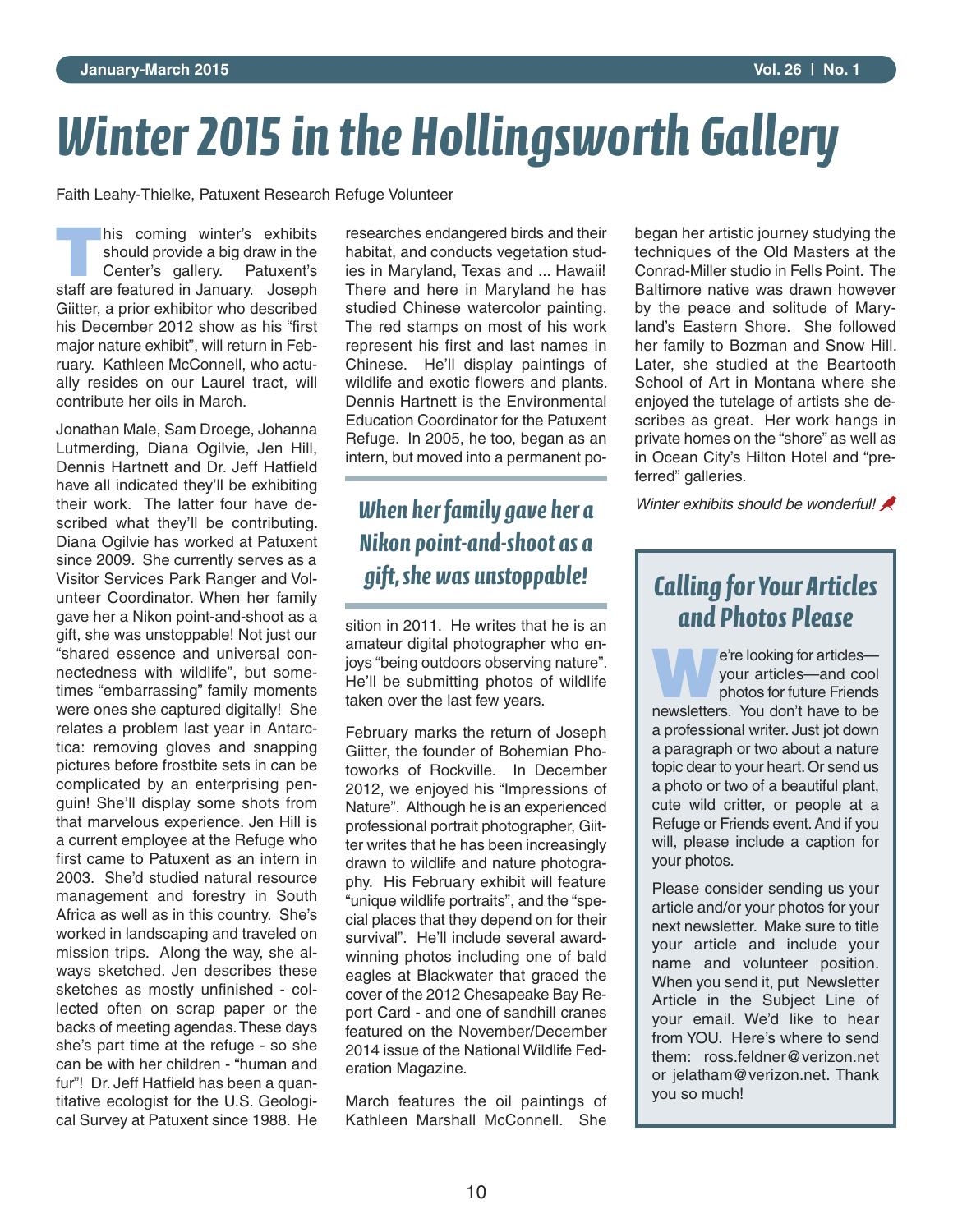# Winter 2015 in the Hollingsworth Gallery

Faith Leahy-Thielke, Patuxent Research Refuge Volunteer

This coming winter's exhibits should provide a big draw in the Center's gallery. Patuxent's staff are featured in January. Joseph Giitter, a prior exhibitor who described his December 2012 show as his "first major nature exhibit", will return in February. Kathleen McConnell, who actually resides on our Laurel tract, will contribute her oils in March.

Jonathan Male, Sam Droege, Johanna Lutmerding, Diana Ogilvie, Jen Hill, Dennis Hartnett and Dr. Jeff Hatfield have all indicated they'll be exhibiting their work. The latter four have described what they'll be contributing. Diana Ogilvie has worked at Patuxent since 2009. She currently serves as a Visitor Services Park Ranger and Volunteer Coordinator. When her family gave her a Nikon point-and-shoot as a gift, she was unstoppable! Not just our "shared essence and universal connectedness with wildlife", but sometimes "embarrassing" family moments were ones she captured digitally! She relates a problem last year in Antarctica: removing gloves and snapping pictures before frostbite sets in can be complicated by an enterprising penguin! She'll display some shots from that marvelous experience. Jen Hill is a current employee at the Refuge who first came to Patuxent as an intern in 2003. She'd studied natural resource management and forestry in South Africa as well as in this country. She's worked in landscaping and traveled on mission trips. Along the way, she always sketched. Jen describes these sketches as mostly unfinished - collected often on scrap paper or the backs of meeting agendas. These days she's part time at the refuge - so she can be with her children - "human and fur"! Dr. Jeff Hatfield has been a quantitative ecologist for the U.S. Geological Survey at Patuxent since 1988. He researches endangered birds and their habitat, and conducts vegetation studies in Maryland, Texas and ... Hawaii! There and here in Maryland he has studied Chinese watercolor painting. The red stamps on most of his work represent his first and last names in Chinese. He'll display paintings of wildlife and exotic flowers and plants. Dennis Hartnett is the Environmental Education Coordinator for the Patuxent Refuge. In 2005, he too, began as an intern, but moved into a permanent position in 2011. He writes that he is an amateur digital photographer who enjoys "being outdoors observing nature". He'll be submitting photos of wildlife taken over the last few years.

> *When her family gave her a Nikon point-and-shoot as a gift, she was unstoppable!*

February marks the return of Joseph Giitter, the founder of Bohemian Photoworks of Rockville. In December 2012, we enjoyed his "Impressions of Nature". Although he is an experienced professional portrait photographer, Giitter writes that he has been increasingly drawn to wildlife and nature photography. His February exhibit will feature "unique wildlife portraits", and the "special places that they depend on for their survival". He'll include several award-winning photos including one of bald eagles at Blackwater that graced the cover of the 2012 Chesapeake Bay Report Card - and one of sandhill cranes featured on the November/December 2014 issue of the National Wildlife Federation Magazine.

March features the oil paintings of Kathleen Marshall McConnell. She began her artistic journey studying the techniques of the Old Masters at the Conrad-Miller studio in Fells Point. The Baltimore native was drawn however by the peace and solitude of Maryland's Eastern Shore. She followed her family to Bozman and Snow Hill. Later, she studied at the Beartooth School of Art in Montana where she enjoyed the tutelage of artists she describes as great. Her work hangs in private homes on the "shore" as well as in Ocean City's Hilton Hotel and "preferred" galleries.

*Winter exhibits should be wonderful!*

## Calling for Your Articles and Photos Please

We're looking for articles—your articles—and cool photos for future Friends newsletters. You don't have to be a professional writer. Just jot down a paragraph or two about a nature topic dear to your heart. Or send us a photo or two of a beautiful plant, cute wild critter, or people at a Refuge or Friends event. And if you will, please include a caption for your photos.

Please consider sending us your article and/or your photos for your next newsletter. Make sure to title your article and include your name and volunteer position. When you send it, put Newsletter Article in the Subject Line of your email. We'd like to hear from YOU. Here's where to send them: ross.feldner@verizon.net or jelatham@verizon.net. Thank you so much!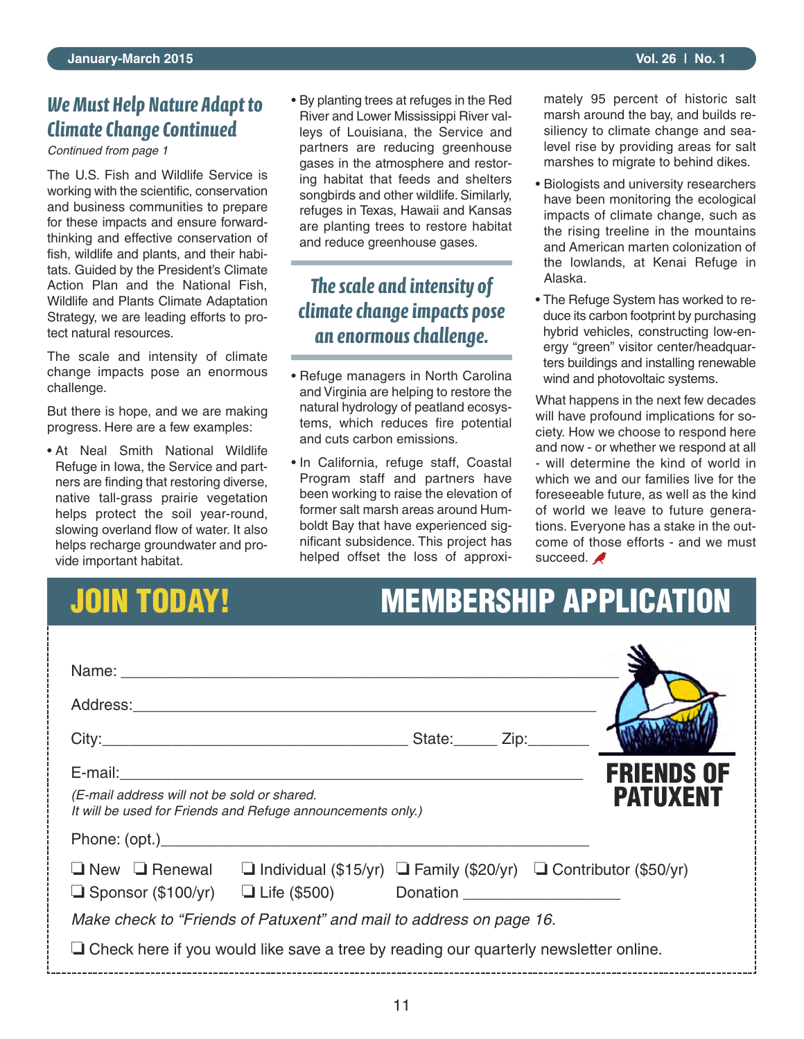## We Must Help Nature Adapt to Climate Change Continued

*Continued from page 1*

The U.S. Fish and Wildlife Service is working with the scientific, conservation and business communities to prepare for these impacts and ensure forward-thinking and effective conservation of fish, wildlife and plants, and their habitats. Guided by the President's Climate Action Plan and the National Fish, Wildlife and Plants Climate Adaptation Strategy, we are leading efforts to protect natural resources.

The scale and intensity of climate change impacts pose an enormous challenge.

But there is hope, and we are making progress. Here are a few examples:

- At Neal Smith National Wildlife Refuge in Iowa, the Service and partners are finding that restoring diverse, native tall-grass prairie vegetation helps protect the soil year-round, slowing overland flow of water. It also helps recharge groundwater and provide important habitat.
- By planting trees at refuges in the Red River and Lower Mississippi River valleys of Louisiana, the Service and partners are reducing greenhouse gases in the atmosphere and restoring habitat that feeds and shelters songbirds and other wildlife. Similarly, refuges in Texas, Hawaii and Kansas are planting trees to restore habitat and reduce greenhouse gases.

> **The scale and intensity of climate change impacts pose an enormous challenge.**

- Refuge managers in North Carolina and Virginia are helping to restore the natural hydrology of peatland ecosystems, which reduces fire potential and cuts carbon emissions.
- In California, refuge staff, Coastal Program staff and partners have been working to raise the elevation of former salt marsh areas around Humboldt Bay that have experienced significant subsidence. This project has helped offset the loss of approximately 95 percent of historic salt marsh around the bay, and builds resiliency to climate change and sea-level rise by providing areas for salt marshes to migrate to behind dikes.
- Biologists and university researchers have been monitoring the ecological impacts of climate change, such as the rising treeline in the mountains and American marten colonization of the lowlands, at Kenai Refuge in Alaska.
- The Refuge System has worked to reduce its carbon footprint by purchasing hybrid vehicles, constructing low-energy "green" visitor center/headquarters buildings and installing renewable wind and photovoltaic systems.

What happens in the next few decades will have profound implications for society. How we choose to respond here and now - or whether we respond at all - will determine the kind of world in which we and our families live for the foreseeable future, as well as the kind of world we leave to future generations. Everyone has a stake in the outcome of those efforts - and we must succeed.

## JOIN TODAY! MEMBERSHIP APPLICATION

**FRIENDS OF PATUXENT**

Name: ______________________________________________

Address: ____________________________________________

City: ______________________________ State: _____ Zip: _______

E-mail: _____________________________________________

*(E-mail address will not be sold or shared.*
*It will be used for Friends and Refuge announcements only.)*

Phone: (opt.) _________________________________________

❏ New ❏ Renewal ❏ Individual ($15/yr) ❏ Family ($20/yr) ❏ Contributor ($50/yr)
❏ Sponsor ($100/yr) ❏ Life ($500) Donation __________________

*Make check to "Friends of Patuxent" and mail to address on page 16.*

❏ Check here if you would like save a tree by reading our quarterly newsletter online.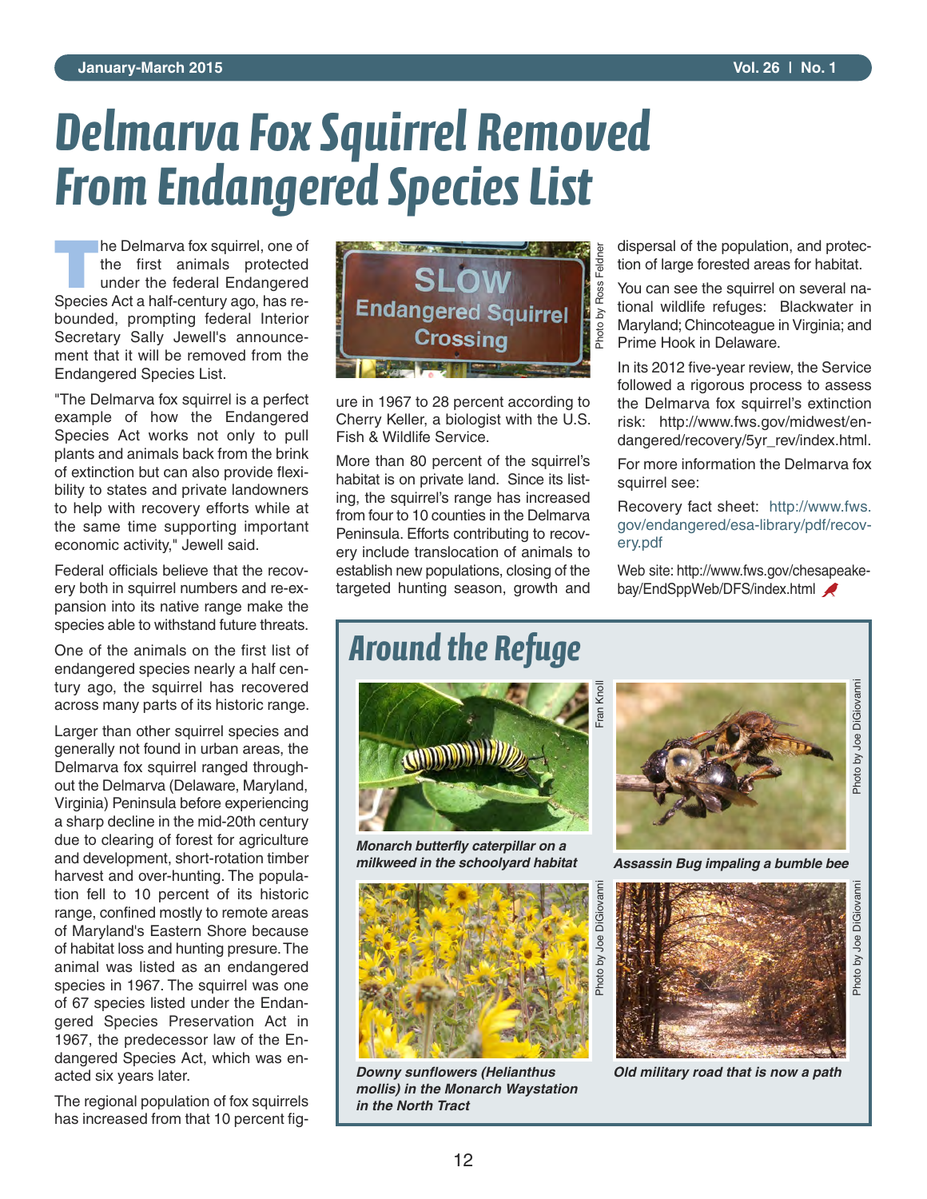# Delmarva Fox Squirrel Removed From Endangered Species List

The Delmarva fox squirrel, one of the first animals protected under the federal Endangered Species Act a half-century ago, has rebounded, prompting federal Interior Secretary Sally Jewell's announcement that it will be removed from the Endangered Species List.

"The Delmarva fox squirrel is a perfect example of how the Endangered Species Act works not only to pull plants and animals back from the brink of extinction but can also provide flexibility to states and private landowners to help with recovery efforts while at the same time supporting important economic activity," Jewell said.

Federal officials believe that the recovery both in squirrel numbers and re-expansion into its native range make the species able to withstand future threats.

One of the animals on the first list of endangered species nearly a half century ago, the squirrel has recovered across many parts of its historic range.

Larger than other squirrel species and generally not found in urban areas, the Delmarva fox squirrel ranged throughout the Delmarva (Delaware, Maryland, Virginia) Peninsula before experiencing a sharp decline in the mid-20th century due to clearing of forest for agriculture and development, short-rotation timber harvest and over-hunting. The population fell to 10 percent of its historic range, confined mostly to remote areas of Maryland's Eastern Shore because of habitat loss and hunting presure. The animal was listed as an endangered species in 1967. The squirrel was one of 67 species listed under the Endangered Species Preservation Act in 1967, the predecessor law of the Endangered Species Act, which was enacted six years later.

The regional population of fox squirrels has increased from that 10 percent figure in 1967 to 28 percent according to Cherry Keller, a biologist with the U.S. Fish & Wildlife Service.

Photo by Ross Feldner

More than 80 percent of the squirrel's habitat is on private land. Since its listing, the squirrel's range has increased from four to 10 counties in the Delmarva Peninsula. Efforts contributing to recovery include translocation of animals to establish new populations, closing of the targeted hunting season, growth and dispersal of the population, and protection of large forested areas for habitat.

You can see the squirrel on several national wildlife refuges: Blackwater in Maryland; Chincoteague in Virginia; and Prime Hook in Delaware.

In its 2012 five-year review, the Service followed a rigorous process to assess the Delmarva fox squirrel's extinction risk: http://www.fws.gov/midwest/endangered/recovery/5yr_rev/index.html.

For more information the Delmarva fox squirrel see:

Recovery fact sheet: http://www.fws.gov/endangered/esa-library/pdf/recovery.pdf

Web site: http://www.fws.gov/chesapeakebay/EndSppWeb/DFS/index.html

## Around the Refuge

Fran Knoll

*Monarch butterfly caterpillar on a milkweed in the schoolyard habitat*

Photo by Joe DiGiovanni

*Assassin Bug impaling a bumble bee*

Photo by Joe DiGiovanni

*Downy sunflowers (Helianthus mollis) in the Monarch Waystation in the North Tract*

Photo by Joe DiGiovanni

*Old military road that is now a path*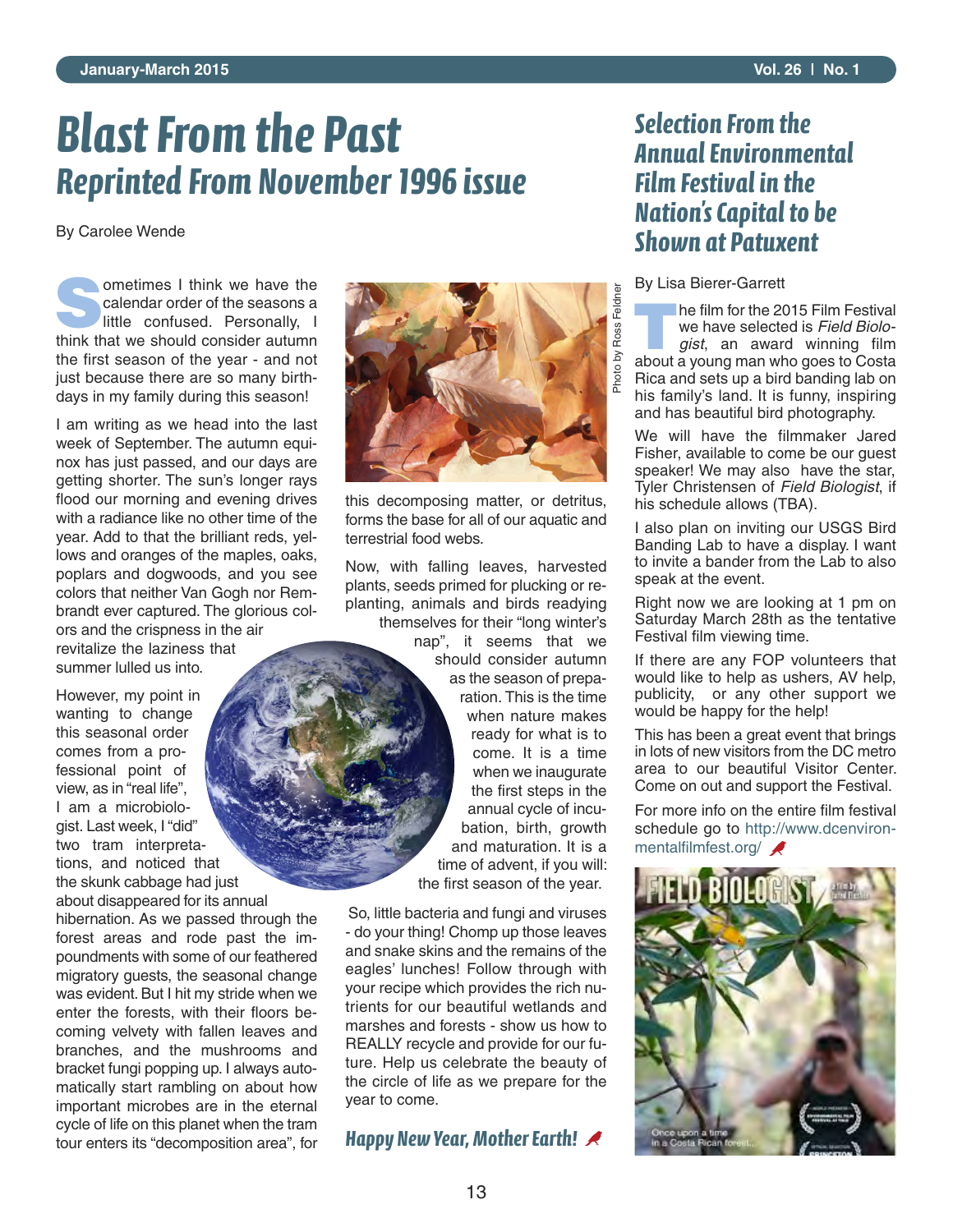# Blast From the Past

## Reprinted From November 1996 issue

By Carolee Wende

Sometimes I think we have the calendar order of the seasons a little confused. Personally, I think that we should consider autumn the first season of the year - and not just because there are so many birthdays in my family during this season!

I am writing as we head into the last week of September. The autumn equinox has just passed, and our days are getting shorter. The sun's longer rays flood our morning and evening drives with a radiance like no other time of the year. Add to that the brilliant reds, yellows and oranges of the maples, oaks, poplars and dogwoods, and you see colors that neither Van Gogh nor Rembrandt ever captured. The glorious colors and the crispness in the air revitalize the laziness that summer lulled us into.

However, my point in wanting to change this seasonal order comes from a professional point of view, as in "real life", I am a microbiologist. Last week, I "did" two tram interpretations, and noticed that the skunk cabbage had just about disappeared for its annual hibernation. As we passed through the forest areas and rode past the impoundments with some of our feathered migratory guests, the seasonal change was evident. But I hit my stride when we enter the forests, with their floors becoming velvety with fallen leaves and branches, and the mushrooms and bracket fungi popping up. I always automatically start rambling on about how important microbes are in the eternal cycle of life on this planet when the tram tour enters its "decomposition area", for this decomposing matter, or detritus, forms the base for all of our aquatic and terrestrial food webs.

Photo by Ross Feldner

Now, with falling leaves, harvested plants, seeds primed for plucking or replanting, animals and birds readying themselves for their "long winter's nap", it seems that we should consider autumn as the season of preparation. This is the time when nature makes ready for what is to come. It is a time when we inaugurate the first steps in the annual cycle of incubation, birth, growth and maturation. It is a time of advent, if you will: the first season of the year.

So, little bacteria and fungi and viruses - do your thing! Chomp up those leaves and snake skins and the remains of the eagles' lunches! Follow through with your recipe which provides the rich nutrients for our beautiful wetlands and marshes and forests - show us how to REALLY recycle and provide for our future. Help us celebrate the beauty of the circle of life as we prepare for the year to come.

**Happy New Year, Mother Earth!**

# Selection From the Annual Environmental Film Festival in the Nation's Capital to be Shown at Patuxent

By Lisa Bierer-Garrett

The film for the 2015 Film Festival we have selected is *Field Biologist*, an award winning film about a young man who goes to Costa Rica and sets up a bird banding lab on his family's land. It is funny, inspiring and has beautiful bird photography.

We will have the filmmaker Jared Fisher, available to come be our guest speaker! We may also have the star, Tyler Christensen of *Field Biologist*, if his schedule allows (TBA).

I also plan on inviting our USGS Bird Banding Lab to have a display. I want to invite a bander from the Lab to also speak at the event.

Right now we are looking at 1 pm on Saturday March 28th as the tentative Festival film viewing time.

If there are any FOP volunteers that would like to help as ushers, AV help, publicity, or any other support we would be happy for the help!

This has been a great event that brings in lots of new visitors from the DC metro area to our beautiful Visitor Center. Come on out and support the Festival.

For more info on the entire film festival schedule go to http://www.dcenvironmentalfilmfest.org/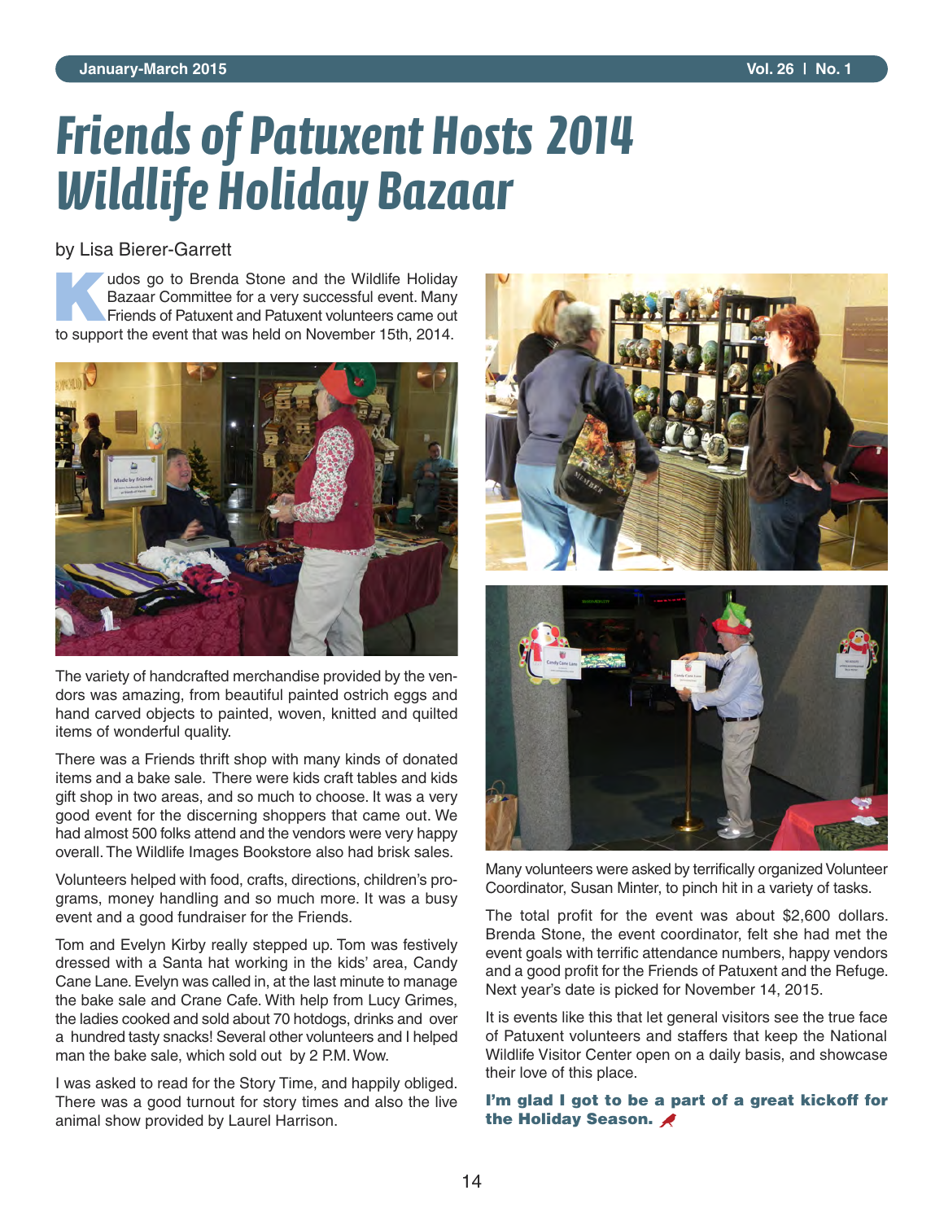# Friends of Patuxent Hosts 2014 Wildlife Holiday Bazaar

by Lisa Bierer-Garrett

Kudos go to Brenda Stone and the Wildlife Holiday Bazaar Committee for a very successful event. Many Friends of Patuxent and Patuxent volunteers came out to support the event that was held on November 15th, 2014.

The variety of handcrafted merchandise provided by the vendors was amazing, from beautiful painted ostrich eggs and hand carved objects to painted, woven, knitted and quilted items of wonderful quality.

There was a Friends thrift shop with many kinds of donated items and a bake sale. There were kids craft tables and kids gift shop in two areas, and so much to choose. It was a very good event for the discerning shoppers that came out. We had almost 500 folks attend and the vendors were very happy overall. The Wildlife Images Bookstore also had brisk sales.

Volunteers helped with food, crafts, directions, children's programs, money handling and so much more. It was a busy event and a good fundraiser for the Friends.

Tom and Evelyn Kirby really stepped up. Tom was festively dressed with a Santa hat working in the kids' area, Candy Cane Lane. Evelyn was called in, at the last minute to manage the bake sale and Crane Cafe. With help from Lucy Grimes, the ladies cooked and sold about 70 hotdogs, drinks and over a hundred tasty snacks! Several other volunteers and I helped man the bake sale, which sold out by 2 P.M. Wow.

I was asked to read for the Story Time, and happily obliged. There was a good turnout for story times and also the live animal show provided by Laurel Harrison.

Many volunteers were asked by terrifically organized Volunteer Coordinator, Susan Minter, to pinch hit in a variety of tasks.

The total profit for the event was about $2,600 dollars. Brenda Stone, the event coordinator, felt she had met the event goals with terrific attendance numbers, happy vendors and a good profit for the Friends of Patuxent and the Refuge. Next year's date is picked for November 14, 2015.

It is events like this that let general visitors see the true face of Patuxent volunteers and staffers that keep the National Wildlife Visitor Center open on a daily basis, and showcase their love of this place.

**I'm glad I got to be a part of a great kickoff for the Holiday Season.**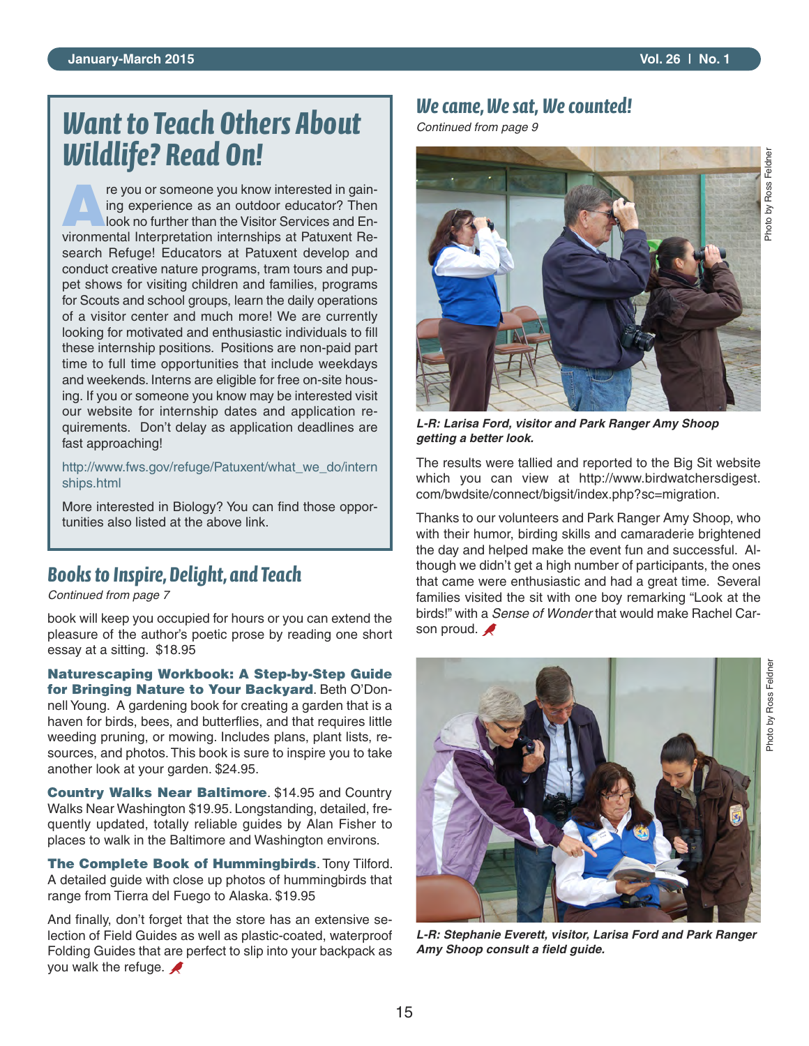## Want to Teach Others About Wildlife? Read On!

Are you or someone you know interested in gaining experience as an outdoor educator? Then look no further than the Visitor Services and Environmental Interpretation internships at Patuxent Research Refuge! Educators at Patuxent develop and conduct creative nature programs, tram tours and puppet shows for visiting children and families, programs for Scouts and school groups, learn the daily operations of a visitor center and much more! We are currently looking for motivated and enthusiastic individuals to fill these internship positions. Positions are non-paid part time to full time opportunities that include weekdays and weekends. Interns are eligible for free on-site housing. If you or someone you know may be interested visit our website for internship dates and application requirements. Don't delay as application deadlines are fast approaching!

http://www.fws.gov/refuge/Patuxent/what_we_do/internships.html

More interested in Biology? You can find those opportunities also listed at the above link.

## Books to Inspire, Delight, and Teach

*Continued from page 7*

book will keep you occupied for hours or you can extend the pleasure of the author's poetic prose by reading one short essay at a sitting. $18.95

**Naturescaping Workbook: A Step-by-Step Guide for Bringing Nature to Your Backyard**. Beth O'Donnell Young. A gardening book for creating a garden that is a haven for birds, bees, and butterflies, and that requires little weeding pruning, or mowing. Includes plans, plant lists, resources, and photos. This book is sure to inspire you to take another look at your garden. $24.95.

**Country Walks Near Baltimore**. $14.95 and Country Walks Near Washington $19.95. Longstanding, detailed, frequently updated, totally reliable guides by Alan Fisher to places to walk in the Baltimore and Washington environs.

**The Complete Book of Hummingbirds**. Tony Tilford. A detailed guide with close up photos of hummingbirds that range from Tierra del Fuego to Alaska. $19.95

And finally, don't forget that the store has an extensive selection of Field Guides as well as plastic-coated, waterproof Folding Guides that are perfect to slip into your backpack as you walk the refuge.

## We came, We sat, We counted!

*Continued from page 9*

Photo by Ross Feldner

***L-R: Larisa Ford, visitor and Park Ranger Amy Shoop getting a better look.***

The results were tallied and reported to the Big Sit website which you can view at http://www.birdwatchersdigest.com/bwdsite/connect/bigsit/index.php?sc=migration.

Thanks to our volunteers and Park Ranger Amy Shoop, who with their humor, birding skills and camaraderie brightened the day and helped make the event fun and successful. Although we didn't get a high number of participants, the ones that came were enthusiastic and had a great time. Several families visited the sit with one boy remarking "Look at the birds!" with a *Sense of Wonder* that would make Rachel Carson proud.

Photo by Ross Feldner

***L-R: Stephanie Everett, visitor, Larisa Ford and Park Ranger Amy Shoop consult a field guide.***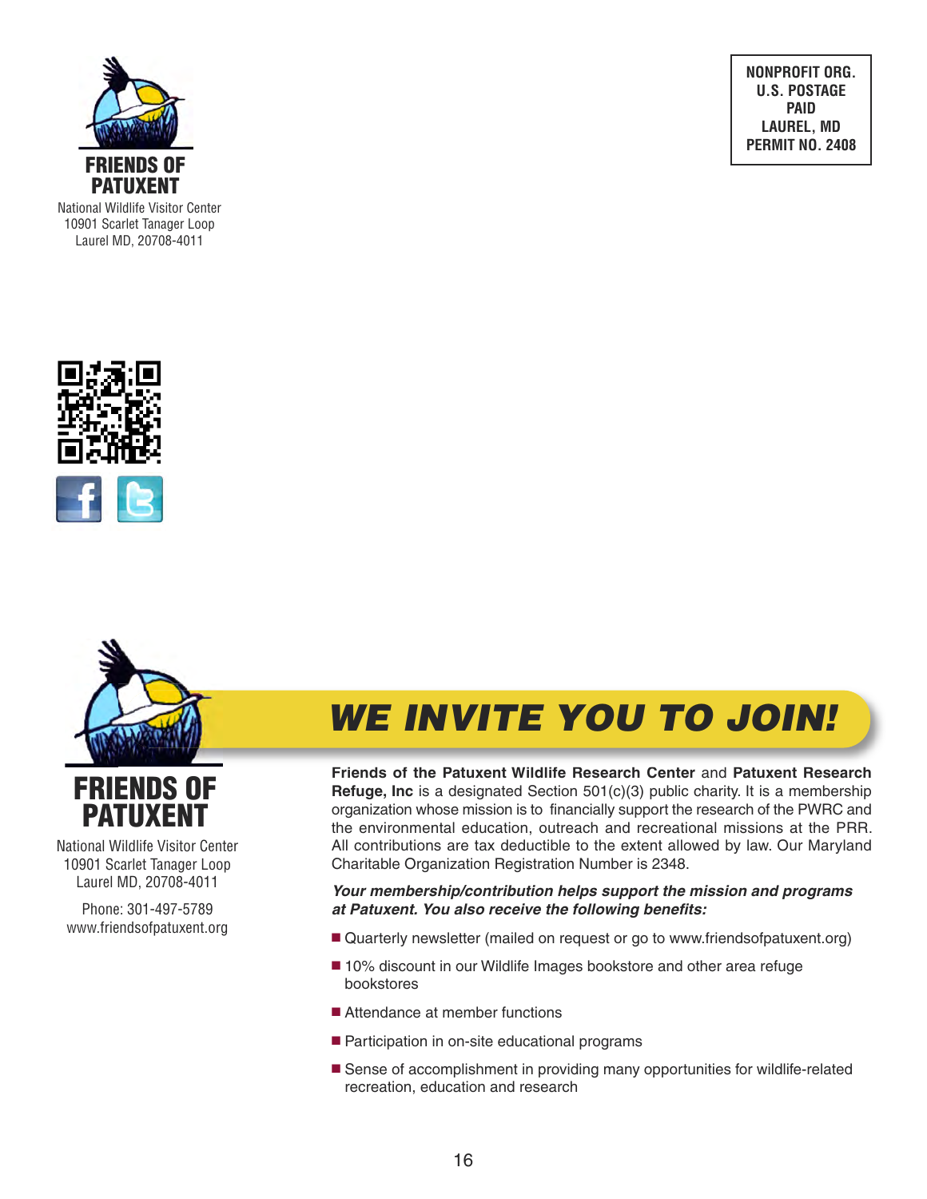**FRIENDS OF PATUXENT**

National Wildlife Visitor Center
10901 Scarlet Tanager Loop
Laurel MD, 20708-4011

NONPROFIT ORG.
U.S. POSTAGE
PAID
LAUREL, MD
PERMIT NO. 2408

**FRIENDS OF PATUXENT**

National Wildlife Visitor Center
10901 Scarlet Tanager Loop
Laurel MD, 20708-4011

Phone: 301-497-5789
www.friendsofpatuxent.org

# WE INVITE YOU TO JOIN!

**Friends of the Patuxent Wildlife Research Center** and **Patuxent Research Refuge, Inc** is a designated Section 501(c)(3) public charity. It is a membership organization whose mission is to financially support the research of the PWRC and the environmental education, outreach and recreational missions at the PRR. All contributions are tax deductible to the extent allowed by law. Our Maryland Charitable Organization Registration Number is 2348.

***Your membership/contribution helps support the mission and programs at Patuxent. You also receive the following benefits:***

- Quarterly newsletter (mailed on request or go to www.friendsofpatuxent.org)
- 10% discount in our Wildlife Images bookstore and other area refuge bookstores
- Attendance at member functions
- Participation in on-site educational programs
- Sense of accomplishment in providing many opportunities for wildlife-related recreation, education and research